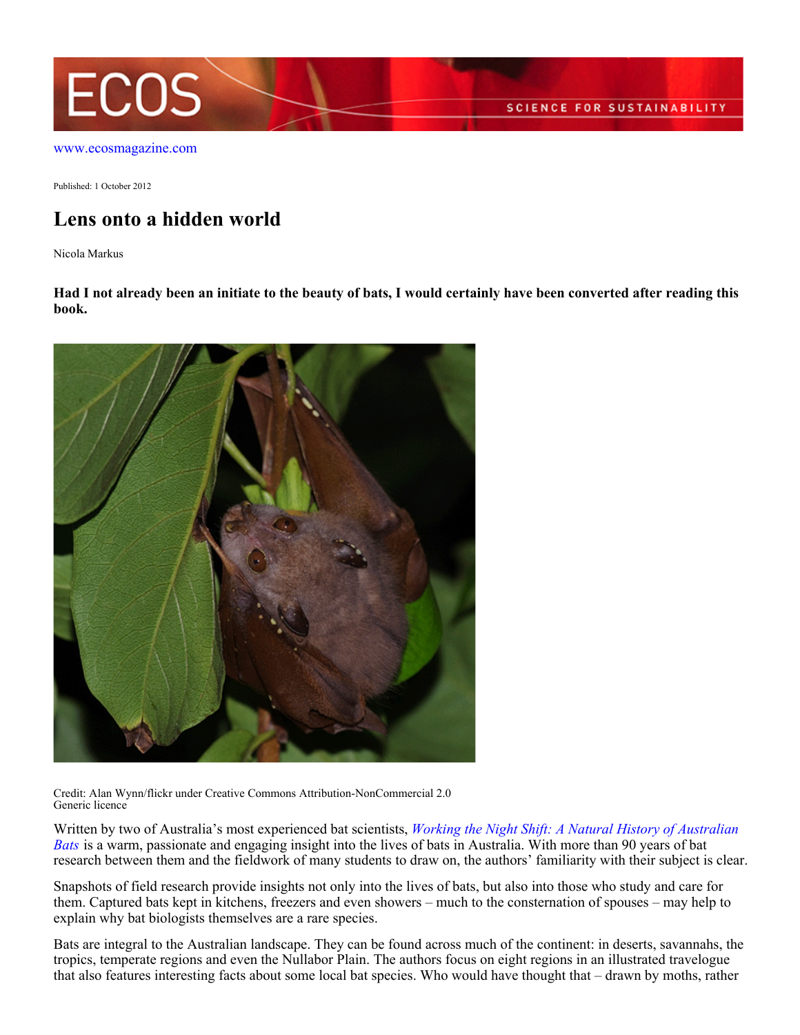www.ecosmagazine.com

Published: 1 October 2012

# Lens onto a hidden world

Nicola Markus

**Had I not already been an initiate to the beauty of bats, I would certainly have been converted after reading this book.**

Credit: Alan Wynn/flickr under Creative Commons Attribution-NonCommercial 2.0 Generic licence

Written by two of Australia's most experienced bat scientists, *Working the Night Shift: A Natural History of Australian Bats* is a warm, passionate and engaging insight into the lives of bats in Australia. With more than 90 years of bat research between them and the fieldwork of many students to draw on, the authors' familiarity with their subject is clear.

Snapshots of field research provide insights not only into the lives of bats, but also into those who study and care for them. Captured bats kept in kitchens, freezers and even showers – much to the consternation of spouses – may help to explain why bat biologists themselves are a rare species.

Bats are integral to the Australian landscape. They can be found across much of the continent: in deserts, savannahs, the tropics, temperate regions and even the Nullabor Plain. The authors focus on eight regions in an illustrated travelogue that also features interesting facts about some local bat species. Who would have thought that – drawn by moths, rather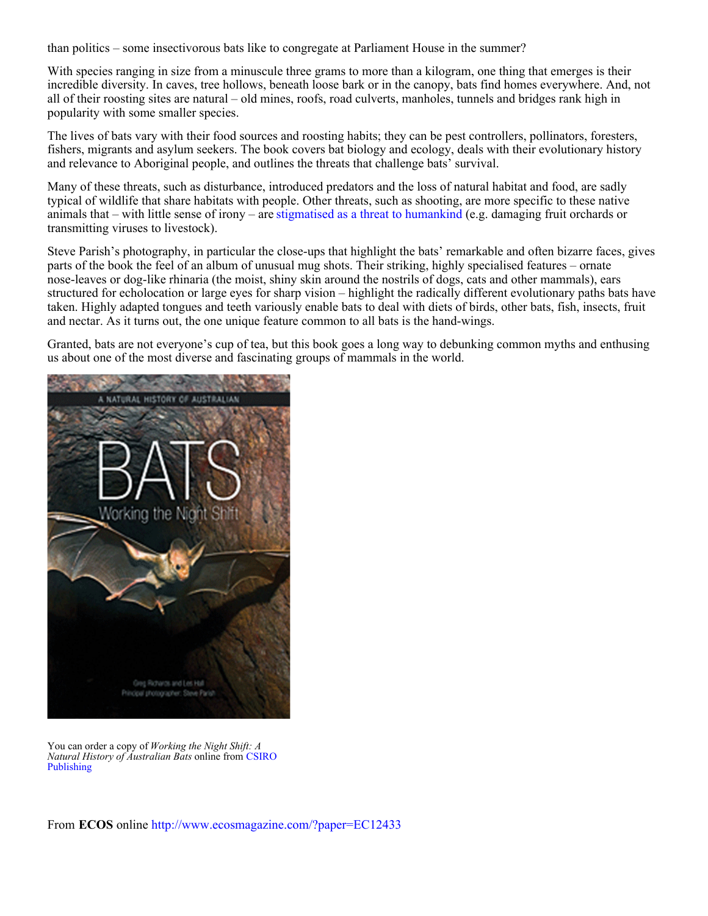than politics – some insectivorous bats like to congregate at Parliament House in the summer?

With species ranging in size from a minuscule three grams to more than a kilogram, one thing that emerges is their incredible diversity. In caves, tree hollows, beneath loose bark or in the canopy, bats find homes everywhere. And, not all of their roosting sites are natural – old mines, roofs, road culverts, manholes, tunnels and bridges rank high in popularity with some smaller species.

The lives of bats vary with their food sources and roosting habits; they can be pest controllers, pollinators, foresters, fishers, migrants and asylum seekers. The book covers bat biology and ecology, deals with their evolutionary history and relevance to Aboriginal people, and outlines the threats that challenge bats' survival.

Many of these threats, such as disturbance, introduced predators and the loss of natural habitat and food, are sadly typical of wildlife that share habitats with people. Other threats, such as shooting, are more specific to these native animals that – with little sense of irony – are stigmatised as a threat to humankind (e.g. damaging fruit orchards or transmitting viruses to livestock).

Steve Parish's photography, in particular the close-ups that highlight the bats' remarkable and often bizarre faces, gives parts of the book the feel of an album of unusual mug shots. Their striking, highly specialised features – ornate nose-leaves or dog-like rhinaria (the moist, shiny skin around the nostrils of dogs, cats and other mammals), ears structured for echolocation or large eyes for sharp vision – highlight the radically different evolutionary paths bats have taken. Highly adapted tongues and teeth variously enable bats to deal with diets of birds, other bats, fish, insects, fruit and nectar. As it turns out, the one unique feature common to all bats is the hand-wings.

Granted, bats are not everyone's cup of tea, but this book goes a long way to debunking common myths and enthusing us about one of the most diverse and fascinating groups of mammals in the world.

You can order a copy of *Working the Night Shift: A Natural History of Australian Bats* online from CSIRO Publishing

From **ECOS** online http://www.ecosmagazine.com/?paper=EC12433